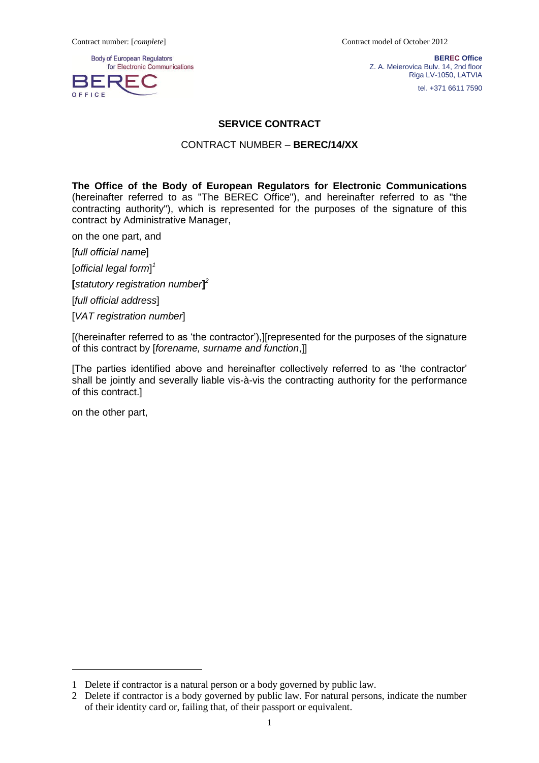Contract number: [*complete*]

Contract model of October 2012

Body of European Regulators for Electronic Communications

BEREC OFFICE

**BEREC Office**
Z. A. Meierovica Bulv. 14, 2nd floor
Riga LV-1050, LATVIA

tel. +371 6611 7590

# SERVICE CONTRACT

CONTRACT NUMBER – **BEREC/14/XX**

**The Office of the Body of European Regulators for Electronic Communications** (hereinafter referred to as "The BEREC Office"), and hereinafter referred to as "the contracting authority"), which is represented for the purposes of the signature of this contract by Administrative Manager,

on the one part, and

[*full official name*]

[*official legal form*][1]

**[***statutory registration number***]**[2]

[*full official address*]

[*VAT registration number*]

[(hereinafter referred to as 'the contractor'),][represented for the purposes of the signature of this contract by [*forename, surname and function*,]]

[The parties identified above and hereinafter collectively referred to as 'the contractor' shall be jointly and severally liable vis-à-vis the contracting authority for the performance of this contract.]

on the other part,

---

1 Delete if contractor is a natural person or a body governed by public law.

2 Delete if contractor is a body governed by public law. For natural persons, indicate the number of their identity card or, failing that, of their passport or equivalent.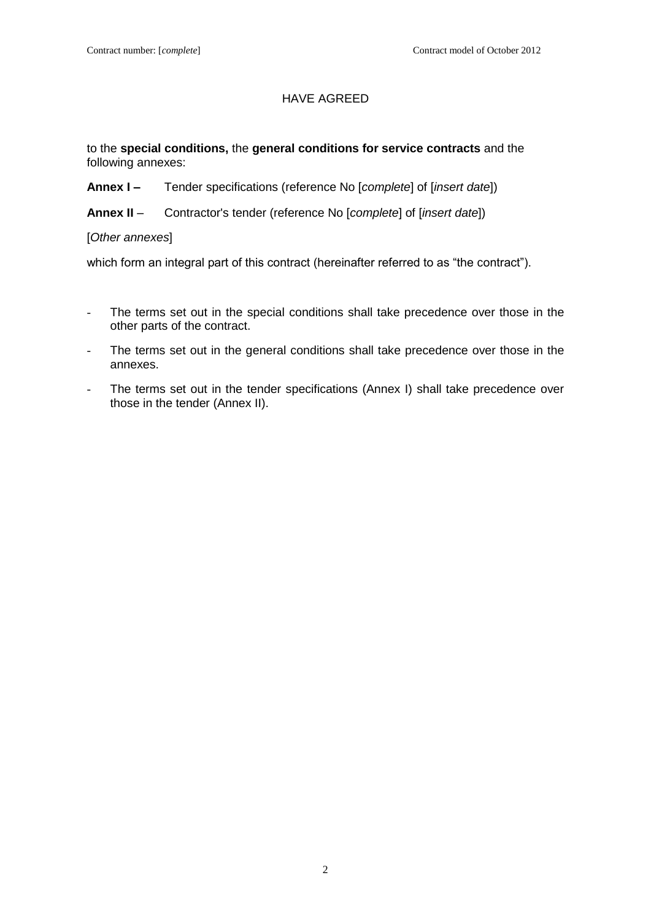HAVE AGREED

to the **special conditions,** the **general conditions for service contracts** and the following annexes:

**Annex I –** Tender specifications (reference No [*complete*] of [*insert date*])

**Annex II** – Contractor's tender (reference No [*complete*] of [*insert date*])

[*Other annexes*]

which form an integral part of this contract (hereinafter referred to as "the contract").

- The terms set out in the special conditions shall take precedence over those in the other parts of the contract.
- The terms set out in the general conditions shall take precedence over those in the annexes.
- The terms set out in the tender specifications (Annex I) shall take precedence over those in the tender (Annex II).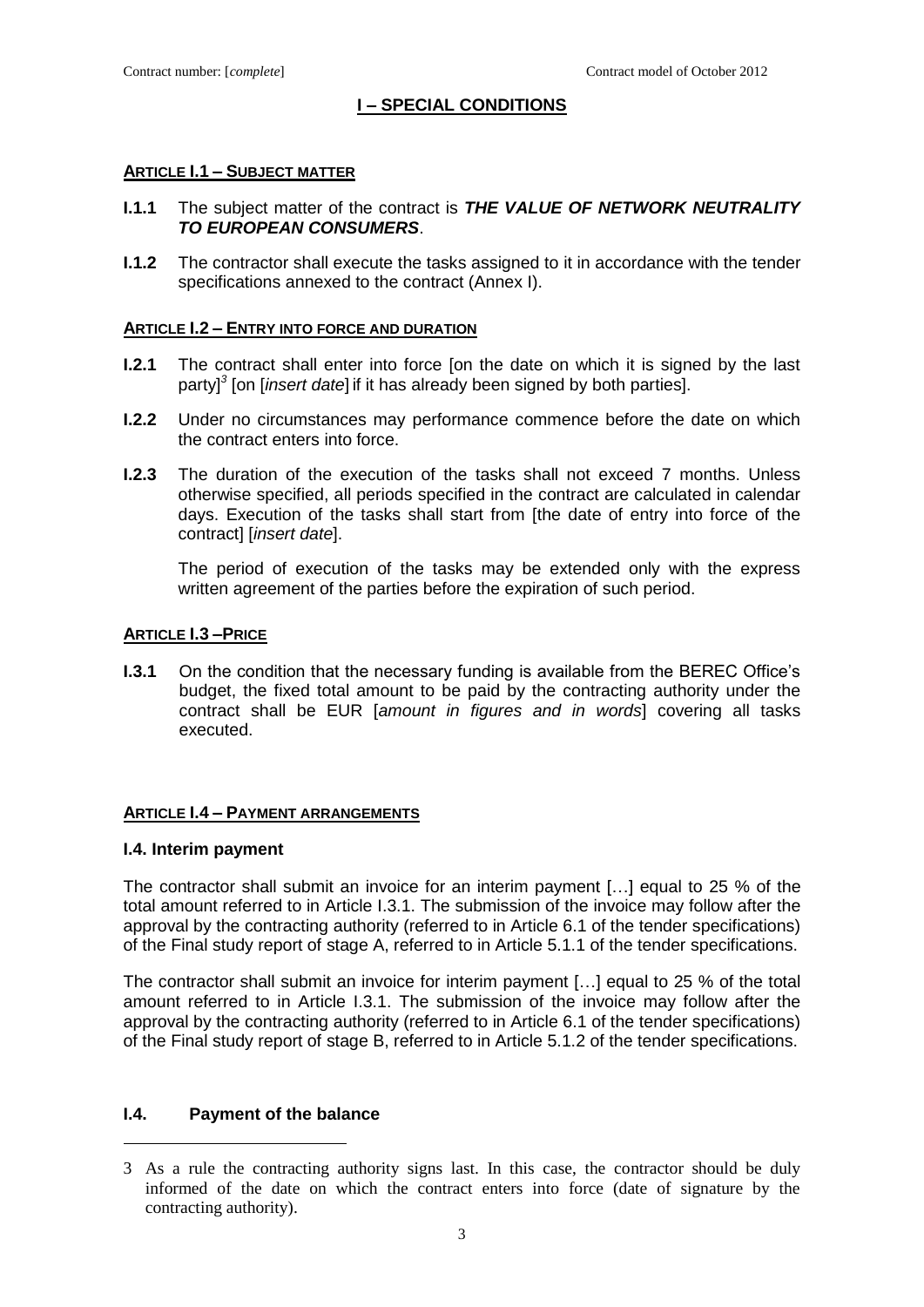## I – SPECIAL CONDITIONS

### ARTICLE I.1 – SUBJECT MATTER

**I.1.1** The subject matter of the contract is ***THE VALUE OF NETWORK NEUTRALITY TO EUROPEAN CONSUMERS***.

**I.1.2** The contractor shall execute the tasks assigned to it in accordance with the tender specifications annexed to the contract (Annex I).

### ARTICLE I.2 – ENTRY INTO FORCE AND DURATION

**I.2.1** The contract shall enter into force [on the date on which it is signed by the last party][3] [on [*insert date*] if it has already been signed by both parties].

**I.2.2** Under no circumstances may performance commence before the date on which the contract enters into force.

**I.2.3** The duration of the execution of the tasks shall not exceed 7 months. Unless otherwise specified, all periods specified in the contract are calculated in calendar days. Execution of the tasks shall start from [the date of entry into force of the contract] [*insert date*].

The period of execution of the tasks may be extended only with the express written agreement of the parties before the expiration of such period.

### ARTICLE I.3 –PRICE

**I.3.1** On the condition that the necessary funding is available from the BEREC Office's budget, the fixed total amount to be paid by the contracting authority under the contract shall be EUR [*amount in figures and in words*] covering all tasks executed.

### ARTICLE I.4 – PAYMENT ARRANGEMENTS

#### I.4. Interim payment

The contractor shall submit an invoice for an interim payment […] equal to 25 % of the total amount referred to in Article I.3.1. The submission of the invoice may follow after the approval by the contracting authority (referred to in Article 6.1 of the tender specifications) of the Final study report of stage A, referred to in Article 5.1.1 of the tender specifications.

The contractor shall submit an invoice for interim payment […] equal to 25 % of the total amount referred to in Article I.3.1. The submission of the invoice may follow after the approval by the contracting authority (referred to in Article 6.1 of the tender specifications) of the Final study report of stage B, referred to in Article 5.1.2 of the tender specifications.

#### I.4. Payment of the balance

[3] As a rule the contracting authority signs last. In this case, the contractor should be duly informed of the date on which the contract enters into force (date of signature by the contracting authority).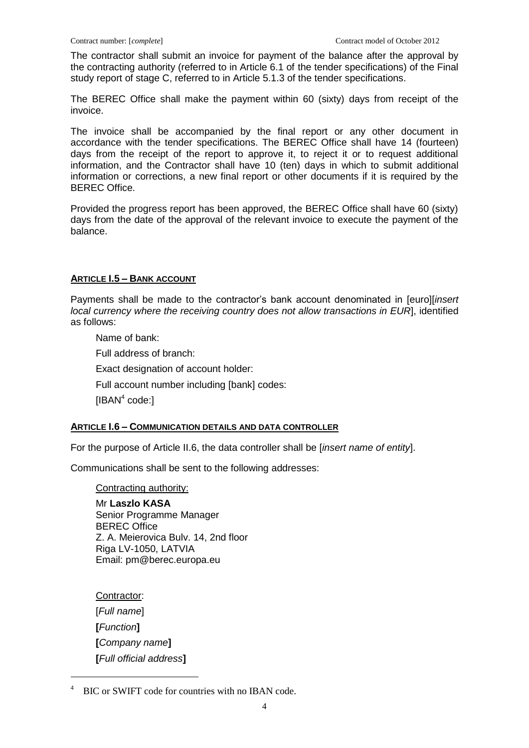The contractor shall submit an invoice for payment of the balance after the approval by the contracting authority (referred to in Article 6.1 of the tender specifications) of the Final study report of stage C, referred to in Article 5.1.3 of the tender specifications.

The BEREC Office shall make the payment within 60 (sixty) days from receipt of the invoice.

The invoice shall be accompanied by the final report or any other document in accordance with the tender specifications. The BEREC Office shall have 14 (fourteen) days from the receipt of the report to approve it, to reject it or to request additional information, and the Contractor shall have 10 (ten) days in which to submit additional information or corrections, a new final report or other documents if it is required by the BEREC Office.

Provided the progress report has been approved, the BEREC Office shall have 60 (sixty) days from the date of the approval of the relevant invoice to execute the payment of the balance.

## ARTICLE I.5 – BANK ACCOUNT

Payments shall be made to the contractor's bank account denominated in [euro][*insert local currency where the receiving country does not allow transactions in EUR*], identified as follows:

Name of bank:

Full address of branch:

Exact designation of account holder:

Full account number including [bank] codes:

[IBAN[4] code:]

## ARTICLE I.6 – COMMUNICATION DETAILS AND DATA CONTROLLER

For the purpose of Article II.6, the data controller shall be [*insert name of entity*].

Communications shall be sent to the following addresses:

Contracting authority:

Mr **Laszlo KASA**
Senior Programme Manager
BEREC Office
Z. A. Meierovica Bulv. 14, 2nd floor
Riga LV-1050, LATVIA
Email: pm@berec.europa.eu

Contractor:

[*Full name*]

**[***Function***]**

**[***Company name***]**

**[***Full official address***]**

[4] BIC or SWIFT code for countries with no IBAN code.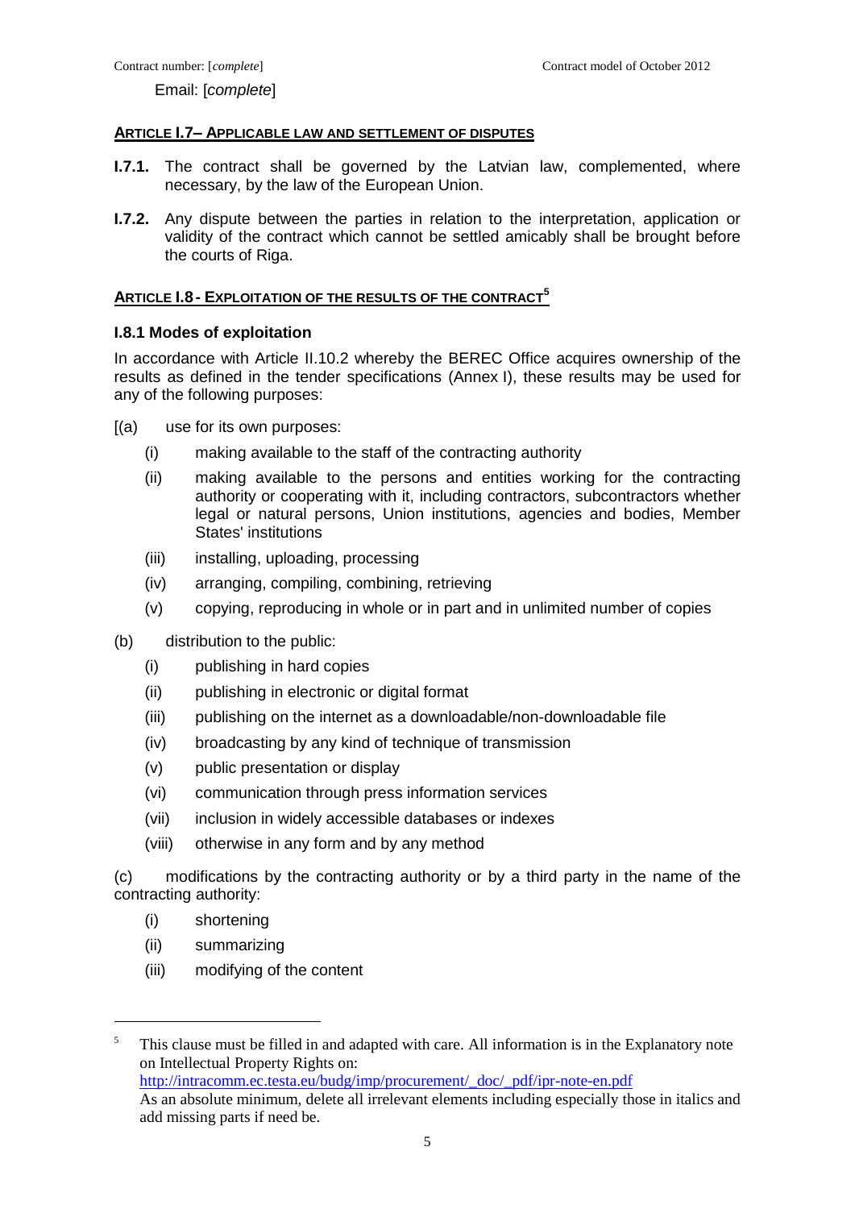Email: [*complete*]

#### ARTICLE I.7– APPLICABLE LAW AND SETTLEMENT OF DISPUTES

**I.7.1.** The contract shall be governed by the Latvian law, complemented, where necessary, by the law of the European Union.

**I.7.2.** Any dispute between the parties in relation to the interpretation, application or validity of the contract which cannot be settled amicably shall be brought before the courts of Riga.

#### ARTICLE I.8 - EXPLOITATION OF THE RESULTS OF THE CONTRACT[5]

**I.8.1 Modes of exploitation**

In accordance with Article II.10.2 whereby the BEREC Office acquires ownership of the results as defined in the tender specifications (Annex I), these results may be used for any of the following purposes:

[(a) use for its own purposes:

- (i) making available to the staff of the contracting authority
- (ii) making available to the persons and entities working for the contracting authority or cooperating with it, including contractors, subcontractors whether legal or natural persons, Union institutions, agencies and bodies, Member States' institutions
- (iii) installing, uploading, processing
- (iv) arranging, compiling, combining, retrieving
- (v) copying, reproducing in whole or in part and in unlimited number of copies

(b) distribution to the public:

- (i) publishing in hard copies
- (ii) publishing in electronic or digital format
- (iii) publishing on the internet as a downloadable/non-downloadable file
- (iv) broadcasting by any kind of technique of transmission
- (v) public presentation or display
- (vi) communication through press information services
- (vii) inclusion in widely accessible databases or indexes
- (viii) otherwise in any form and by any method

(c) modifications by the contracting authority or by a third party in the name of the contracting authority:

- (i) shortening
- (ii) summarizing
- (iii) modifying of the content

---

[5] This clause must be filled in and adapted with care. All information is in the Explanatory note on Intellectual Property Rights on: http://intracomm.ec.testa.eu/budg/imp/procurement/_doc/_pdf/ipr-note-en.pdf
As an absolute minimum, delete all irrelevant elements including especially those in italics and add missing parts if need be.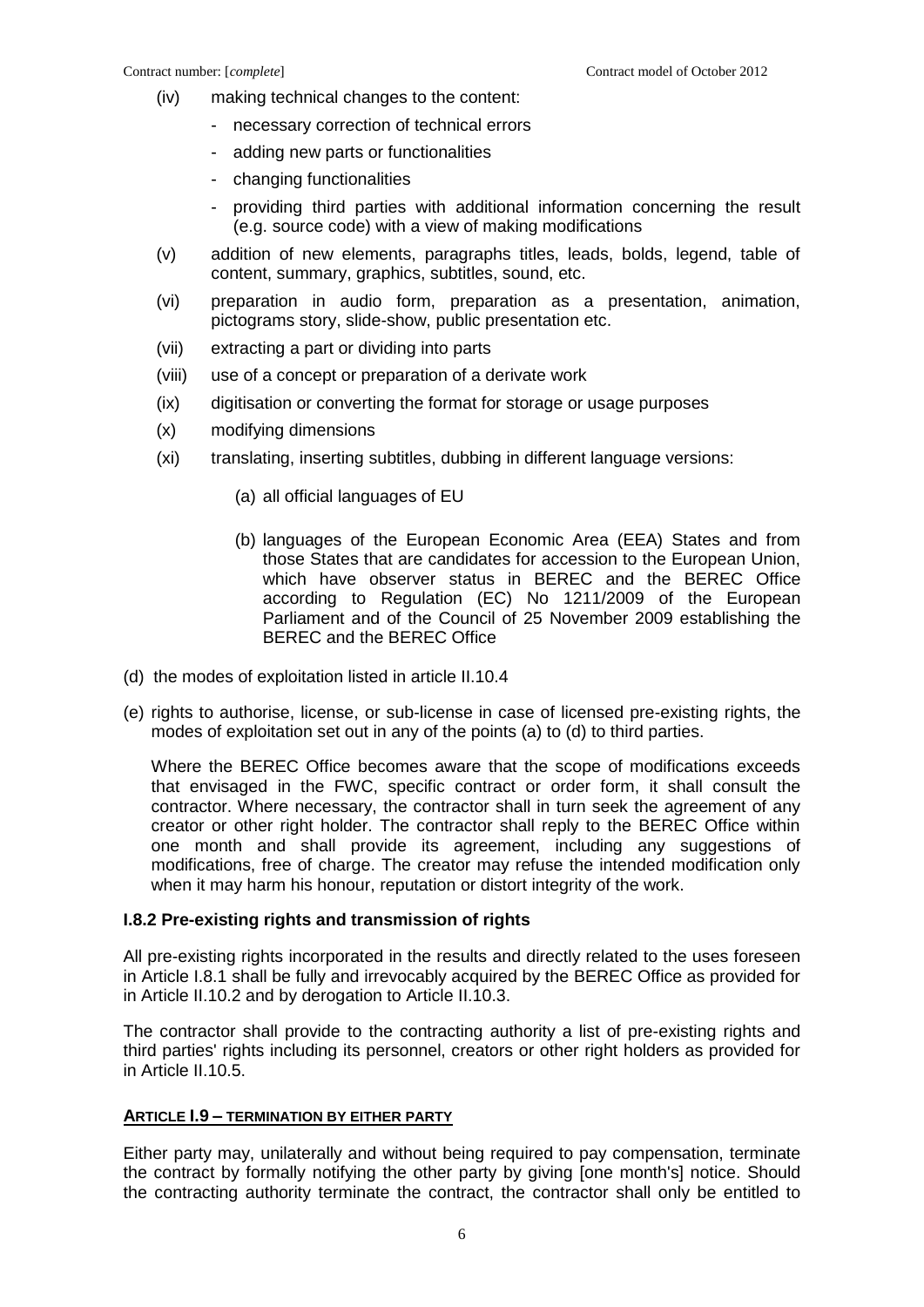(iv) making technical changes to the content:

- necessary correction of technical errors
- adding new parts or functionalities
- changing functionalities
- providing third parties with additional information concerning the result (e.g. source code) with a view of making modifications

(v) addition of new elements, paragraphs titles, leads, bolds, legend, table of content, summary, graphics, subtitles, sound, etc.

(vi) preparation in audio form, preparation as a presentation, animation, pictograms story, slide-show, public presentation etc.

(vii) extracting a part or dividing into parts

(viii) use of a concept or preparation of a derivate work

(ix) digitisation or converting the format for storage or usage purposes

(x) modifying dimensions

(xi) translating, inserting subtitles, dubbing in different language versions:

(a) all official languages of EU

(b) languages of the European Economic Area (EEA) States and from those States that are candidates for accession to the European Union, which have observer status in BEREC and the BEREC Office according to Regulation (EC) No 1211/2009 of the European Parliament and of the Council of 25 November 2009 establishing the BEREC and the BEREC Office

(d) the modes of exploitation listed in article II.10.4

(e) rights to authorise, license, or sub-license in case of licensed pre-existing rights, the modes of exploitation set out in any of the points (a) to (d) to third parties.

Where the BEREC Office becomes aware that the scope of modifications exceeds that envisaged in the FWC, specific contract or order form, it shall consult the contractor. Where necessary, the contractor shall in turn seek the agreement of any creator or other right holder. The contractor shall reply to the BEREC Office within one month and shall provide its agreement, including any suggestions of modifications, free of charge. The creator may refuse the intended modification only when it may harm his honour, reputation or distort integrity of the work.

**I.8.2 Pre-existing rights and transmission of rights**

All pre-existing rights incorporated in the results and directly related to the uses foreseen in Article I.8.1 shall be fully and irrevocably acquired by the BEREC Office as provided for in Article II.10.2 and by derogation to Article II.10.3.

The contractor shall provide to the contracting authority a list of pre-existing rights and third parties' rights including its personnel, creators or other right holders as provided for in Article II.10.5.

**ARTICLE I.9 – TERMINATION BY EITHER PARTY**

Either party may, unilaterally and without being required to pay compensation, terminate the contract by formally notifying the other party by giving [one month's] notice. Should the contracting authority terminate the contract, the contractor shall only be entitled to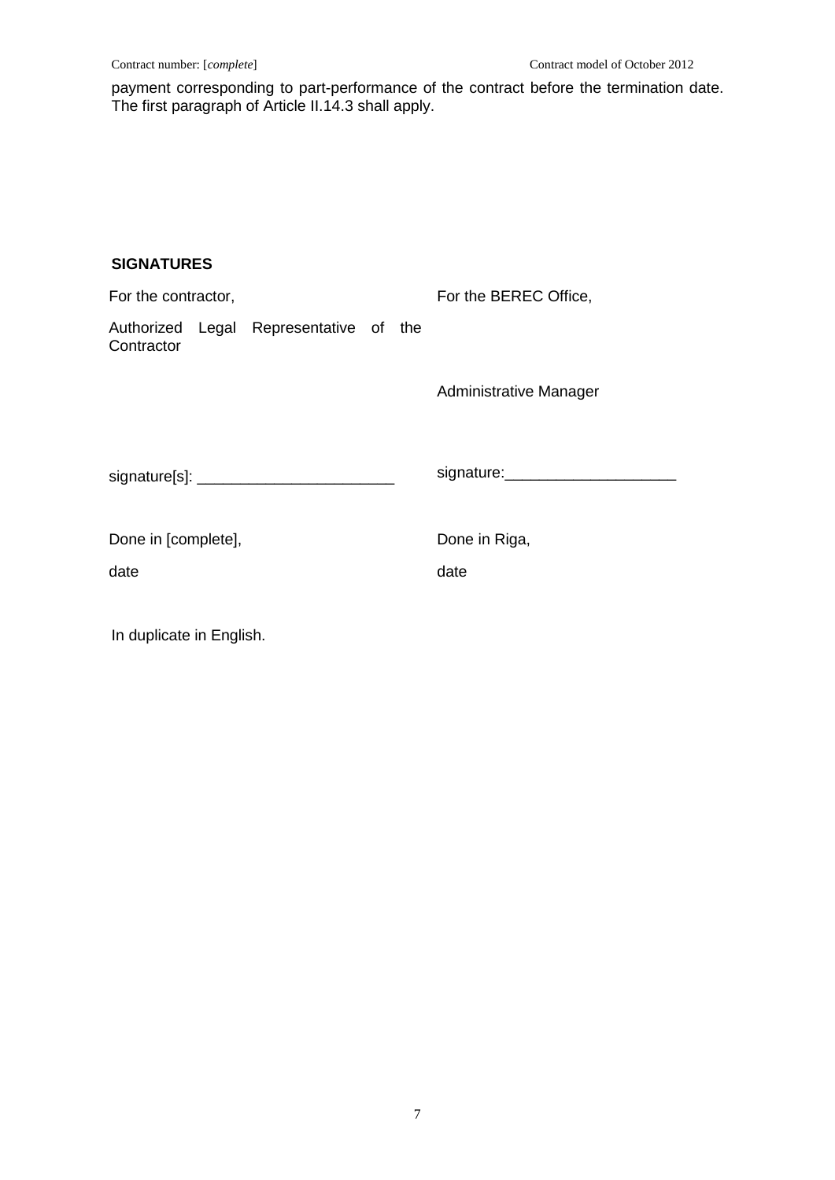payment corresponding to part-performance of the contract before the termination date. The first paragraph of Article II.14.3 shall apply.

**SIGNATURES**

| | |
|---|---|
| For the contractor, | For the BEREC Office, |
| Authorized Legal Representative of the Contractor | |
| | Administrative Manager |
| signature[s]: _______________________ | signature:____________________ |
| Done in [complete], | Done in Riga, |
| date | date |

In duplicate in English.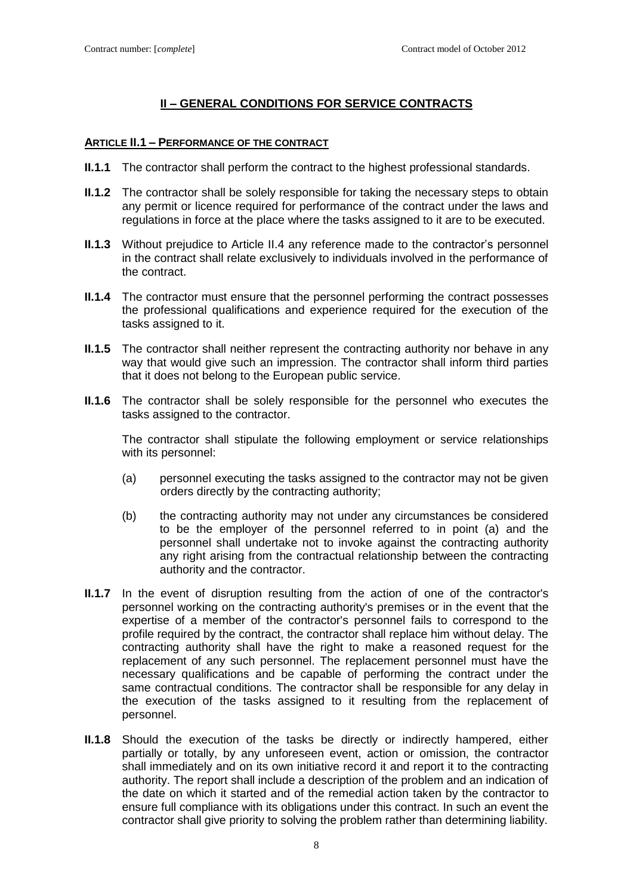## II – GENERAL CONDITIONS FOR SERVICE CONTRACTS

### ARTICLE II.1 – PERFORMANCE OF THE CONTRACT

**II.1.1** The contractor shall perform the contract to the highest professional standards.

**II.1.2** The contractor shall be solely responsible for taking the necessary steps to obtain any permit or licence required for performance of the contract under the laws and regulations in force at the place where the tasks assigned to it are to be executed.

**II.1.3** Without prejudice to Article II.4 any reference made to the contractor's personnel in the contract shall relate exclusively to individuals involved in the performance of the contract.

**II.1.4** The contractor must ensure that the personnel performing the contract possesses the professional qualifications and experience required for the execution of the tasks assigned to it.

**II.1.5** The contractor shall neither represent the contracting authority nor behave in any way that would give such an impression. The contractor shall inform third parties that it does not belong to the European public service.

**II.1.6** The contractor shall be solely responsible for the personnel who executes the tasks assigned to the contractor.

The contractor shall stipulate the following employment or service relationships with its personnel:

(a) personnel executing the tasks assigned to the contractor may not be given orders directly by the contracting authority;

(b) the contracting authority may not under any circumstances be considered to be the employer of the personnel referred to in point (a) and the personnel shall undertake not to invoke against the contracting authority any right arising from the contractual relationship between the contracting authority and the contractor.

**II.1.7** In the event of disruption resulting from the action of one of the contractor's personnel working on the contracting authority's premises or in the event that the expertise of a member of the contractor's personnel fails to correspond to the profile required by the contract, the contractor shall replace him without delay. The contracting authority shall have the right to make a reasoned request for the replacement of any such personnel. The replacement personnel must have the necessary qualifications and be capable of performing the contract under the same contractual conditions. The contractor shall be responsible for any delay in the execution of the tasks assigned to it resulting from the replacement of personnel.

**II.1.8** Should the execution of the tasks be directly or indirectly hampered, either partially or totally, by any unforeseen event, action or omission, the contractor shall immediately and on its own initiative record it and report it to the contracting authority. The report shall include a description of the problem and an indication of the date on which it started and of the remedial action taken by the contractor to ensure full compliance with its obligations under this contract. In such an event the contractor shall give priority to solving the problem rather than determining liability.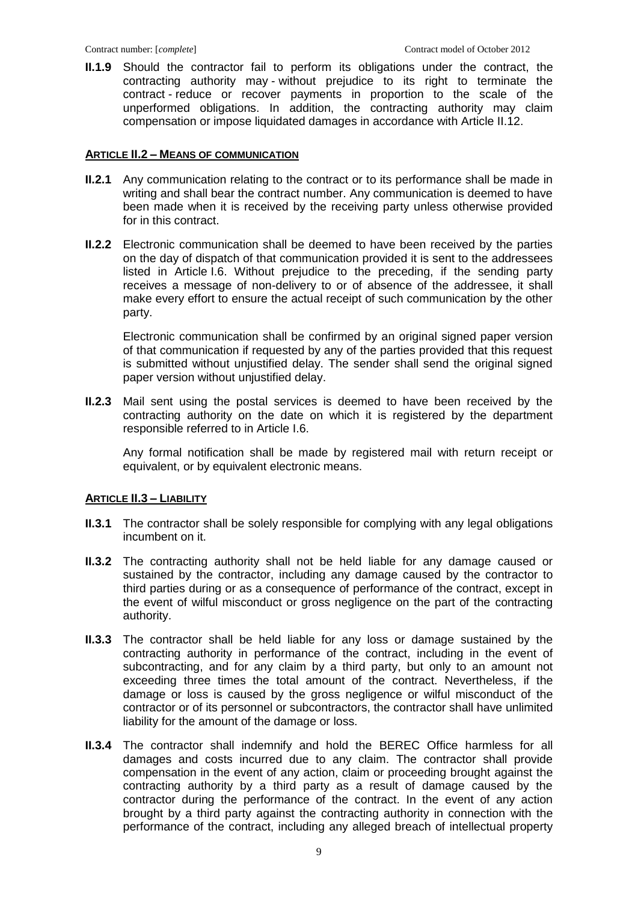**II.1.9** Should the contractor fail to perform its obligations under the contract, the contracting authority may - without prejudice to its right to terminate the contract - reduce or recover payments in proportion to the scale of the unperformed obligations. In addition, the contracting authority may claim compensation or impose liquidated damages in accordance with Article II.12.

## ARTICLE II.2 – MEANS OF COMMUNICATION

**II.2.1** Any communication relating to the contract or to its performance shall be made in writing and shall bear the contract number. Any communication is deemed to have been made when it is received by the receiving party unless otherwise provided for in this contract.

**II.2.2** Electronic communication shall be deemed to have been received by the parties on the day of dispatch of that communication provided it is sent to the addressees listed in Article I.6. Without prejudice to the preceding, if the sending party receives a message of non-delivery to or of absence of the addressee, it shall make every effort to ensure the actual receipt of such communication by the other party.

Electronic communication shall be confirmed by an original signed paper version of that communication if requested by any of the parties provided that this request is submitted without unjustified delay. The sender shall send the original signed paper version without unjustified delay.

**II.2.3** Mail sent using the postal services is deemed to have been received by the contracting authority on the date on which it is registered by the department responsible referred to in Article I.6.

Any formal notification shall be made by registered mail with return receipt or equivalent, or by equivalent electronic means.

## ARTICLE II.3 – LIABILITY

**II.3.1** The contractor shall be solely responsible for complying with any legal obligations incumbent on it.

**II.3.2** The contracting authority shall not be held liable for any damage caused or sustained by the contractor, including any damage caused by the contractor to third parties during or as a consequence of performance of the contract, except in the event of wilful misconduct or gross negligence on the part of the contracting authority.

**II.3.3** The contractor shall be held liable for any loss or damage sustained by the contracting authority in performance of the contract, including in the event of subcontracting, and for any claim by a third party, but only to an amount not exceeding three times the total amount of the contract. Nevertheless, if the damage or loss is caused by the gross negligence or wilful misconduct of the contractor or of its personnel or subcontractors, the contractor shall have unlimited liability for the amount of the damage or loss.

**II.3.4** The contractor shall indemnify and hold the BEREC Office harmless for all damages and costs incurred due to any claim. The contractor shall provide compensation in the event of any action, claim or proceeding brought against the contracting authority by a third party as a result of damage caused by the contractor during the performance of the contract. In the event of any action brought by a third party against the contracting authority in connection with the performance of the contract, including any alleged breach of intellectual property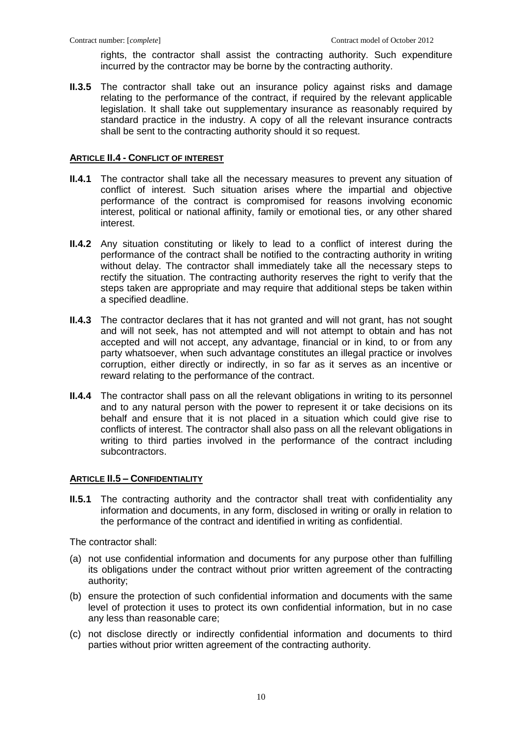rights, the contractor shall assist the contracting authority. Such expenditure incurred by the contractor may be borne by the contracting authority.

**II.3.5** The contractor shall take out an insurance policy against risks and damage relating to the performance of the contract, if required by the relevant applicable legislation. It shall take out supplementary insurance as reasonably required by standard practice in the industry. A copy of all the relevant insurance contracts shall be sent to the contracting authority should it so request.

## ARTICLE II.4 - CONFLICT OF INTEREST

**II.4.1** The contractor shall take all the necessary measures to prevent any situation of conflict of interest. Such situation arises where the impartial and objective performance of the contract is compromised for reasons involving economic interest, political or national affinity, family or emotional ties, or any other shared interest.

**II.4.2** Any situation constituting or likely to lead to a conflict of interest during the performance of the contract shall be notified to the contracting authority in writing without delay. The contractor shall immediately take all the necessary steps to rectify the situation. The contracting authority reserves the right to verify that the steps taken are appropriate and may require that additional steps be taken within a specified deadline.

**II.4.3** The contractor declares that it has not granted and will not grant, has not sought and will not seek, has not attempted and will not attempt to obtain and has not accepted and will not accept, any advantage, financial or in kind, to or from any party whatsoever, when such advantage constitutes an illegal practice or involves corruption, either directly or indirectly, in so far as it serves as an incentive or reward relating to the performance of the contract.

**II.4.4** The contractor shall pass on all the relevant obligations in writing to its personnel and to any natural person with the power to represent it or take decisions on its behalf and ensure that it is not placed in a situation which could give rise to conflicts of interest. The contractor shall also pass on all the relevant obligations in writing to third parties involved in the performance of the contract including subcontractors.

## ARTICLE II.5 – CONFIDENTIALITY

**II.5.1** The contracting authority and the contractor shall treat with confidentiality any information and documents, in any form, disclosed in writing or orally in relation to the performance of the contract and identified in writing as confidential.

The contractor shall:

(a) not use confidential information and documents for any purpose other than fulfilling its obligations under the contract without prior written agreement of the contracting authority;

(b) ensure the protection of such confidential information and documents with the same level of protection it uses to protect its own confidential information, but in no case any less than reasonable care;

(c) not disclose directly or indirectly confidential information and documents to third parties without prior written agreement of the contracting authority.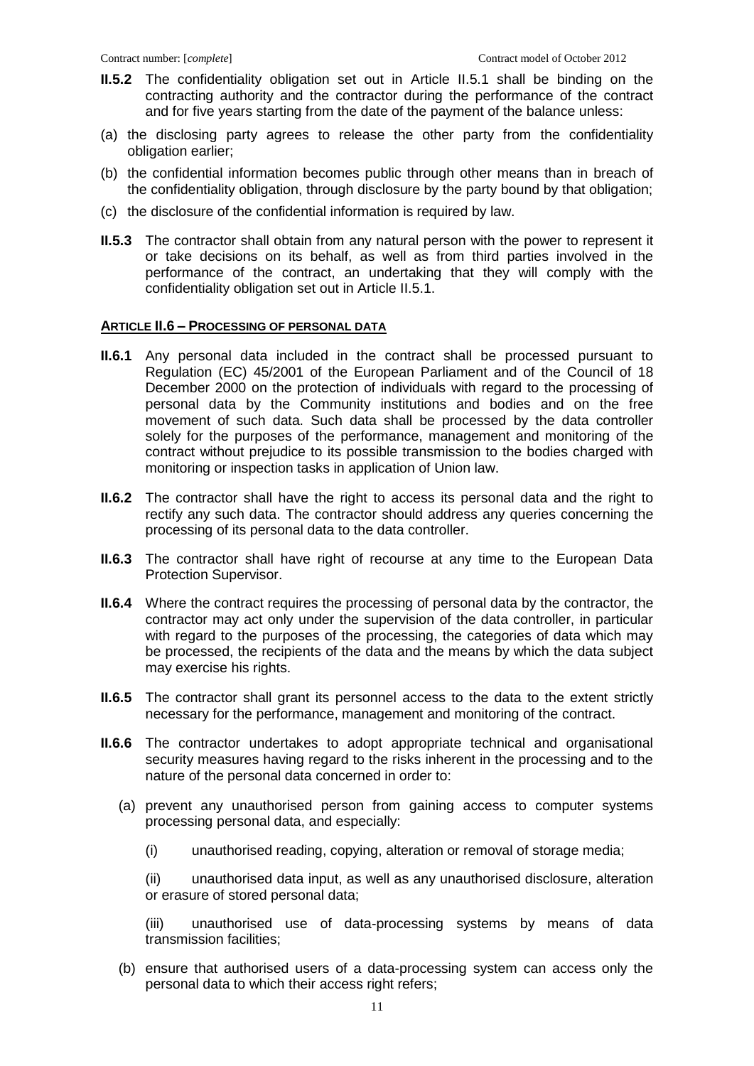**II.5.2** The confidentiality obligation set out in Article II.5.1 shall be binding on the contracting authority and the contractor during the performance of the contract and for five years starting from the date of the payment of the balance unless:

(a) the disclosing party agrees to release the other party from the confidentiality obligation earlier;

(b) the confidential information becomes public through other means than in breach of the confidentiality obligation, through disclosure by the party bound by that obligation;

(c) the disclosure of the confidential information is required by law.

**II.5.3** The contractor shall obtain from any natural person with the power to represent it or take decisions on its behalf, as well as from third parties involved in the performance of the contract, an undertaking that they will comply with the confidentiality obligation set out in Article II.5.1.

## ARTICLE II.6 – PROCESSING OF PERSONAL DATA

**II.6.1** Any personal data included in the contract shall be processed pursuant to Regulation (EC) 45/2001 of the European Parliament and of the Council of 18 December 2000 on the protection of individuals with regard to the processing of personal data by the Community institutions and bodies and on the free movement of such data. Such data shall be processed by the data controller solely for the purposes of the performance, management and monitoring of the contract without prejudice to its possible transmission to the bodies charged with monitoring or inspection tasks in application of Union law.

**II.6.2** The contractor shall have the right to access its personal data and the right to rectify any such data. The contractor should address any queries concerning the processing of its personal data to the data controller.

**II.6.3** The contractor shall have right of recourse at any time to the European Data Protection Supervisor.

**II.6.4** Where the contract requires the processing of personal data by the contractor, the contractor may act only under the supervision of the data controller, in particular with regard to the purposes of the processing, the categories of data which may be processed, the recipients of the data and the means by which the data subject may exercise his rights.

**II.6.5** The contractor shall grant its personnel access to the data to the extent strictly necessary for the performance, management and monitoring of the contract.

**II.6.6** The contractor undertakes to adopt appropriate technical and organisational security measures having regard to the risks inherent in the processing and to the nature of the personal data concerned in order to:

(a) prevent any unauthorised person from gaining access to computer systems processing personal data, and especially:

(i) unauthorised reading, copying, alteration or removal of storage media;

(ii) unauthorised data input, as well as any unauthorised disclosure, alteration or erasure of stored personal data;

(iii) unauthorised use of data-processing systems by means of data transmission facilities;

(b) ensure that authorised users of a data-processing system can access only the personal data to which their access right refers;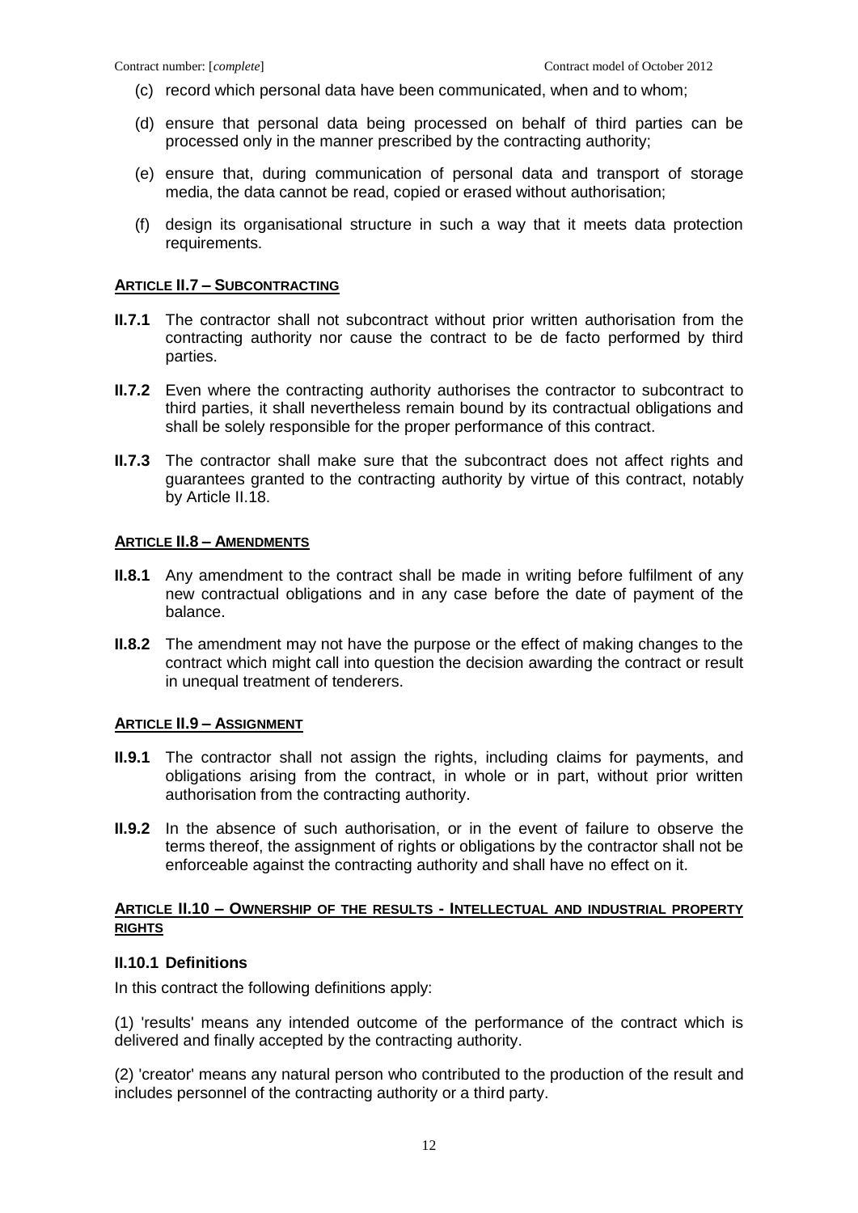(c) record which personal data have been communicated, when and to whom;

(d) ensure that personal data being processed on behalf of third parties can be processed only in the manner prescribed by the contracting authority;

(e) ensure that, during communication of personal data and transport of storage media, the data cannot be read, copied or erased without authorisation;

(f) design its organisational structure in such a way that it meets data protection requirements.

#### ARTICLE II.7 – SUBCONTRACTING

**II.7.1** The contractor shall not subcontract without prior written authorisation from the contracting authority nor cause the contract to be de facto performed by third parties.

**II.7.2** Even where the contracting authority authorises the contractor to subcontract to third parties, it shall nevertheless remain bound by its contractual obligations and shall be solely responsible for the proper performance of this contract.

**II.7.3** The contractor shall make sure that the subcontract does not affect rights and guarantees granted to the contracting authority by virtue of this contract, notably by Article II.18.

#### ARTICLE II.8 – AMENDMENTS

**II.8.1** Any amendment to the contract shall be made in writing before fulfilment of any new contractual obligations and in any case before the date of payment of the balance.

**II.8.2** The amendment may not have the purpose or the effect of making changes to the contract which might call into question the decision awarding the contract or result in unequal treatment of tenderers.

#### ARTICLE II.9 – ASSIGNMENT

**II.9.1** The contractor shall not assign the rights, including claims for payments, and obligations arising from the contract, in whole or in part, without prior written authorisation from the contracting authority.

**II.9.2** In the absence of such authorisation, or in the event of failure to observe the terms thereof, the assignment of rights or obligations by the contractor shall not be enforceable against the contracting authority and shall have no effect on it.

#### ARTICLE II.10 – OWNERSHIP OF THE RESULTS - INTELLECTUAL AND INDUSTRIAL PROPERTY RIGHTS

### II.10.1 Definitions

In this contract the following definitions apply:

(1) 'results' means any intended outcome of the performance of the contract which is delivered and finally accepted by the contracting authority.

(2) 'creator' means any natural person who contributed to the production of the result and includes personnel of the contracting authority or a third party.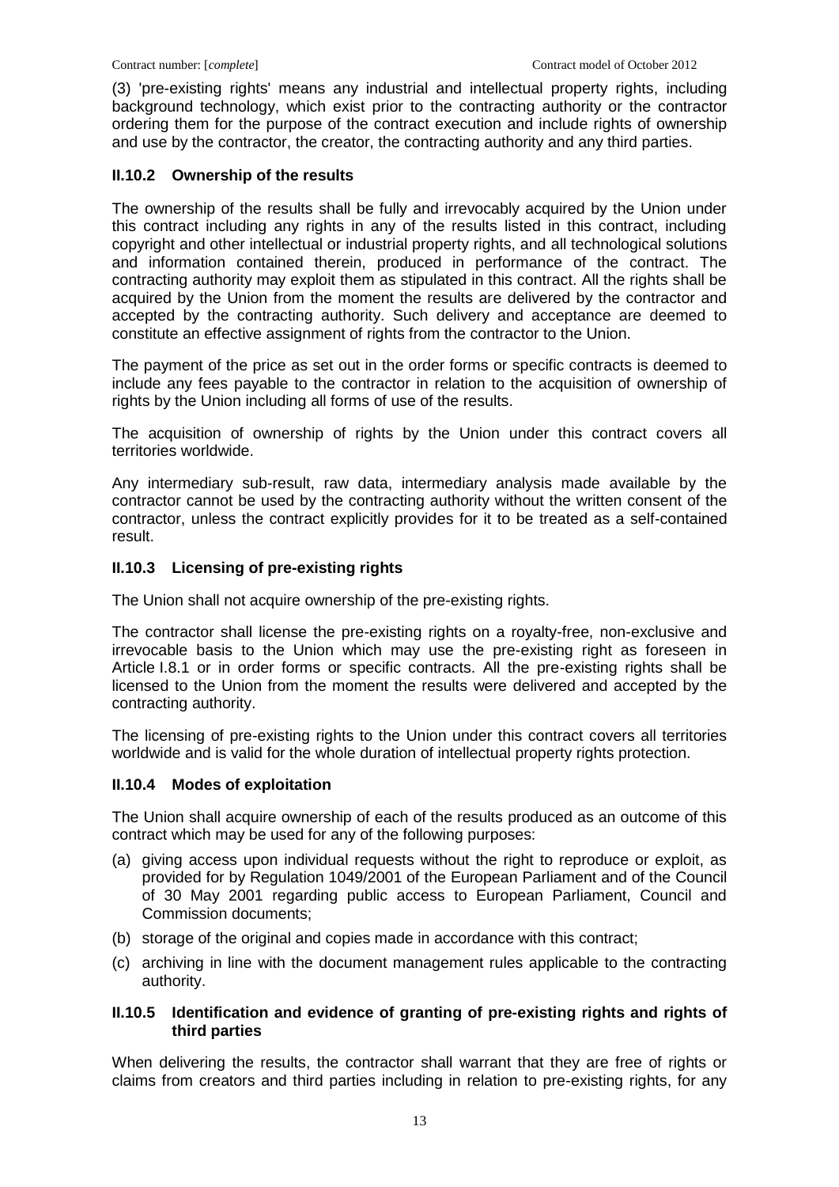(3) 'pre-existing rights' means any industrial and intellectual property rights, including background technology, which exist prior to the contracting authority or the contractor ordering them for the purpose of the contract execution and include rights of ownership and use by the contractor, the creator, the contracting authority and any third parties.

### II.10.2 Ownership of the results

The ownership of the results shall be fully and irrevocably acquired by the Union under this contract including any rights in any of the results listed in this contract, including copyright and other intellectual or industrial property rights, and all technological solutions and information contained therein, produced in performance of the contract. The contracting authority may exploit them as stipulated in this contract. All the rights shall be acquired by the Union from the moment the results are delivered by the contractor and accepted by the contracting authority. Such delivery and acceptance are deemed to constitute an effective assignment of rights from the contractor to the Union.

The payment of the price as set out in the order forms or specific contracts is deemed to include any fees payable to the contractor in relation to the acquisition of ownership of rights by the Union including all forms of use of the results.

The acquisition of ownership of rights by the Union under this contract covers all territories worldwide.

Any intermediary sub-result, raw data, intermediary analysis made available by the contractor cannot be used by the contracting authority without the written consent of the contractor, unless the contract explicitly provides for it to be treated as a self-contained result.

### II.10.3 Licensing of pre-existing rights

The Union shall not acquire ownership of the pre-existing rights.

The contractor shall license the pre-existing rights on a royalty-free, non-exclusive and irrevocable basis to the Union which may use the pre-existing right as foreseen in Article I.8.1 or in order forms or specific contracts. All the pre-existing rights shall be licensed to the Union from the moment the results were delivered and accepted by the contracting authority.

The licensing of pre-existing rights to the Union under this contract covers all territories worldwide and is valid for the whole duration of intellectual property rights protection.

### II.10.4 Modes of exploitation

The Union shall acquire ownership of each of the results produced as an outcome of this contract which may be used for any of the following purposes:

(a) giving access upon individual requests without the right to reproduce or exploit, as provided for by Regulation 1049/2001 of the European Parliament and of the Council of 30 May 2001 regarding public access to European Parliament, Council and Commission documents;

(b) storage of the original and copies made in accordance with this contract;

(c) archiving in line with the document management rules applicable to the contracting authority.

### II.10.5 Identification and evidence of granting of pre-existing rights and rights of third parties

When delivering the results, the contractor shall warrant that they are free of rights or claims from creators and third parties including in relation to pre-existing rights, for any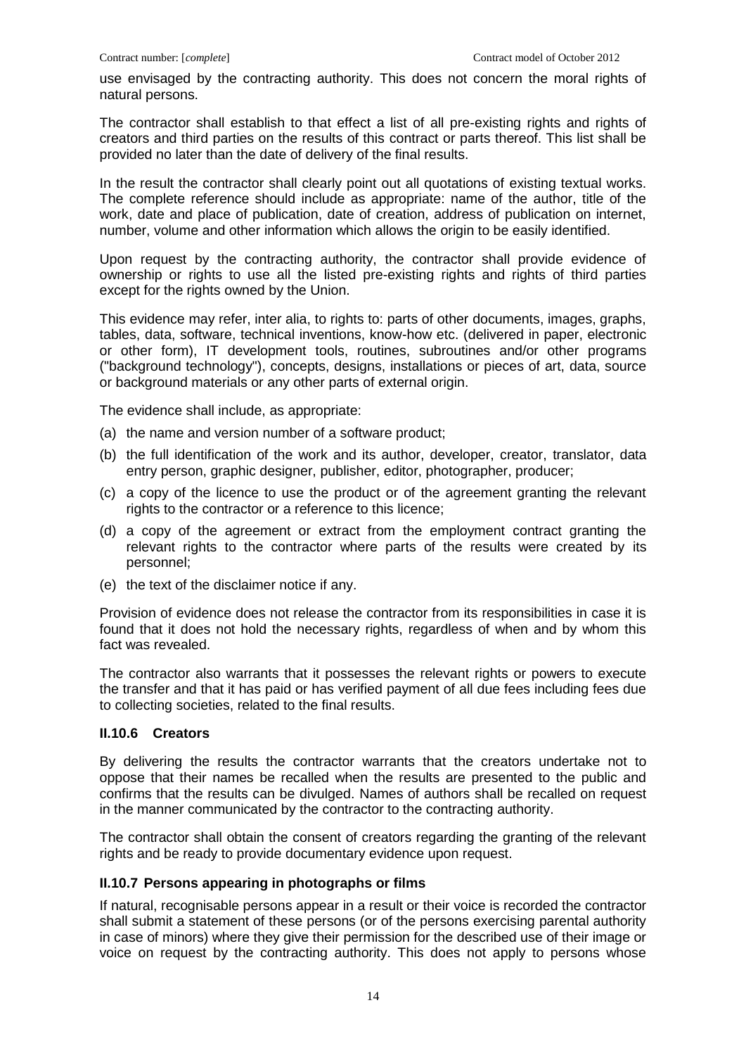use envisaged by the contracting authority. This does not concern the moral rights of natural persons.

The contractor shall establish to that effect a list of all pre-existing rights and rights of creators and third parties on the results of this contract or parts thereof. This list shall be provided no later than the date of delivery of the final results.

In the result the contractor shall clearly point out all quotations of existing textual works. The complete reference should include as appropriate: name of the author, title of the work, date and place of publication, date of creation, address of publication on internet, number, volume and other information which allows the origin to be easily identified.

Upon request by the contracting authority, the contractor shall provide evidence of ownership or rights to use all the listed pre-existing rights and rights of third parties except for the rights owned by the Union.

This evidence may refer, inter alia, to rights to: parts of other documents, images, graphs, tables, data, software, technical inventions, know-how etc. (delivered in paper, electronic or other form), IT development tools, routines, subroutines and/or other programs ("background technology"), concepts, designs, installations or pieces of art, data, source or background materials or any other parts of external origin.

The evidence shall include, as appropriate:

(a) the name and version number of a software product;

(b) the full identification of the work and its author, developer, creator, translator, data entry person, graphic designer, publisher, editor, photographer, producer;

(c) a copy of the licence to use the product or of the agreement granting the relevant rights to the contractor or a reference to this licence;

(d) a copy of the agreement or extract from the employment contract granting the relevant rights to the contractor where parts of the results were created by its personnel;

(e) the text of the disclaimer notice if any.

Provision of evidence does not release the contractor from its responsibilities in case it is found that it does not hold the necessary rights, regardless of when and by whom this fact was revealed.

The contractor also warrants that it possesses the relevant rights or powers to execute the transfer and that it has paid or has verified payment of all due fees including fees due to collecting societies, related to the final results.

### II.10.6 Creators

By delivering the results the contractor warrants that the creators undertake not to oppose that their names be recalled when the results are presented to the public and confirms that the results can be divulged. Names of authors shall be recalled on request in the manner communicated by the contractor to the contracting authority.

The contractor shall obtain the consent of creators regarding the granting of the relevant rights and be ready to provide documentary evidence upon request.

### II.10.7 Persons appearing in photographs or films

If natural, recognisable persons appear in a result or their voice is recorded the contractor shall submit a statement of these persons (or of the persons exercising parental authority in case of minors) where they give their permission for the described use of their image or voice on request by the contracting authority. This does not apply to persons whose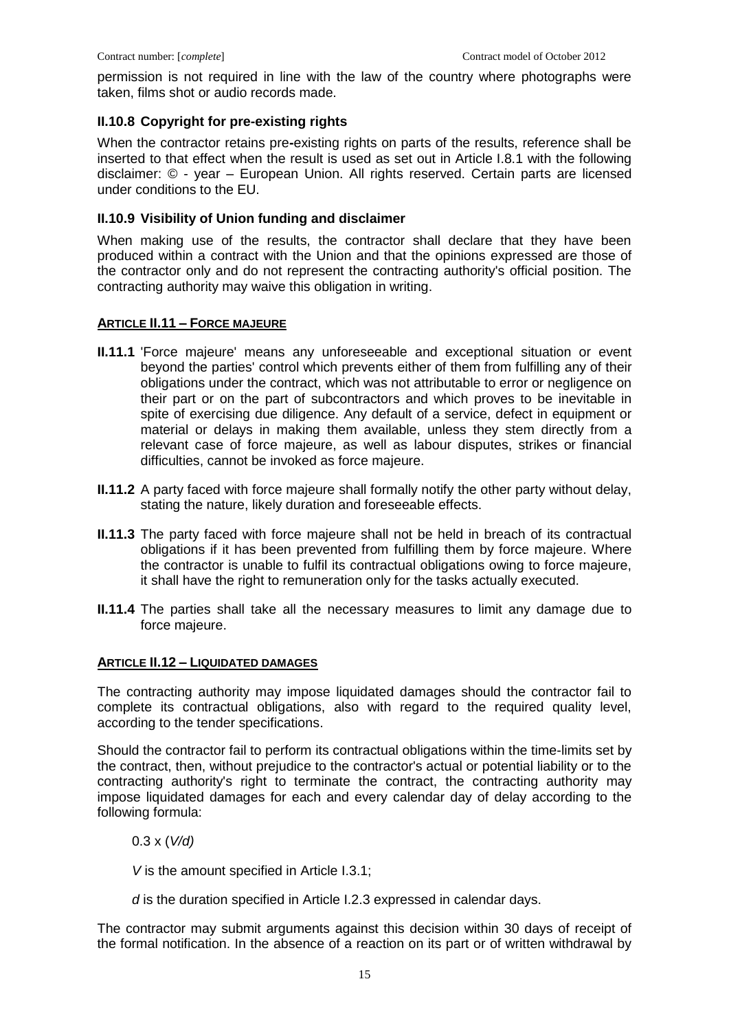permission is not required in line with the law of the country where photographs were taken, films shot or audio records made.

### II.10.8 Copyright for pre-existing rights

When the contractor retains pre-existing rights on parts of the results, reference shall be inserted to that effect when the result is used as set out in Article I.8.1 with the following disclaimer: © - year – European Union. All rights reserved. Certain parts are licensed under conditions to the EU.

### II.10.9 Visibility of Union funding and disclaimer

When making use of the results, the contractor shall declare that they have been produced within a contract with the Union and that the opinions expressed are those of the contractor only and do not represent the contracting authority's official position. The contracting authority may waive this obligation in writing.

## ARTICLE II.11 – FORCE MAJEURE

**II.11.1** 'Force majeure' means any unforeseeable and exceptional situation or event beyond the parties' control which prevents either of them from fulfilling any of their obligations under the contract, which was not attributable to error or negligence on their part or on the part of subcontractors and which proves to be inevitable in spite of exercising due diligence. Any default of a service, defect in equipment or material or delays in making them available, unless they stem directly from a relevant case of force majeure, as well as labour disputes, strikes or financial difficulties, cannot be invoked as force majeure.

**II.11.2** A party faced with force majeure shall formally notify the other party without delay, stating the nature, likely duration and foreseeable effects.

**II.11.3** The party faced with force majeure shall not be held in breach of its contractual obligations if it has been prevented from fulfilling them by force majeure. Where the contractor is unable to fulfil its contractual obligations owing to force majeure, it shall have the right to remuneration only for the tasks actually executed.

**II.11.4** The parties shall take all the necessary measures to limit any damage due to force majeure.

## ARTICLE II.12 – LIQUIDATED DAMAGES

The contracting authority may impose liquidated damages should the contractor fail to complete its contractual obligations, also with regard to the required quality level, according to the tender specifications.

Should the contractor fail to perform its contractual obligations within the time-limits set by the contract, then, without prejudice to the contractor's actual or potential liability or to the contracting authority's right to terminate the contract, the contracting authority may impose liquidated damages for each and every calendar day of delay according to the following formula:

$$0.3 \times (V/d)$$

$V$ is the amount specified in Article I.3.1;

$d$ is the duration specified in Article I.2.3 expressed in calendar days.

The contractor may submit arguments against this decision within 30 days of receipt of the formal notification. In the absence of a reaction on its part or of written withdrawal by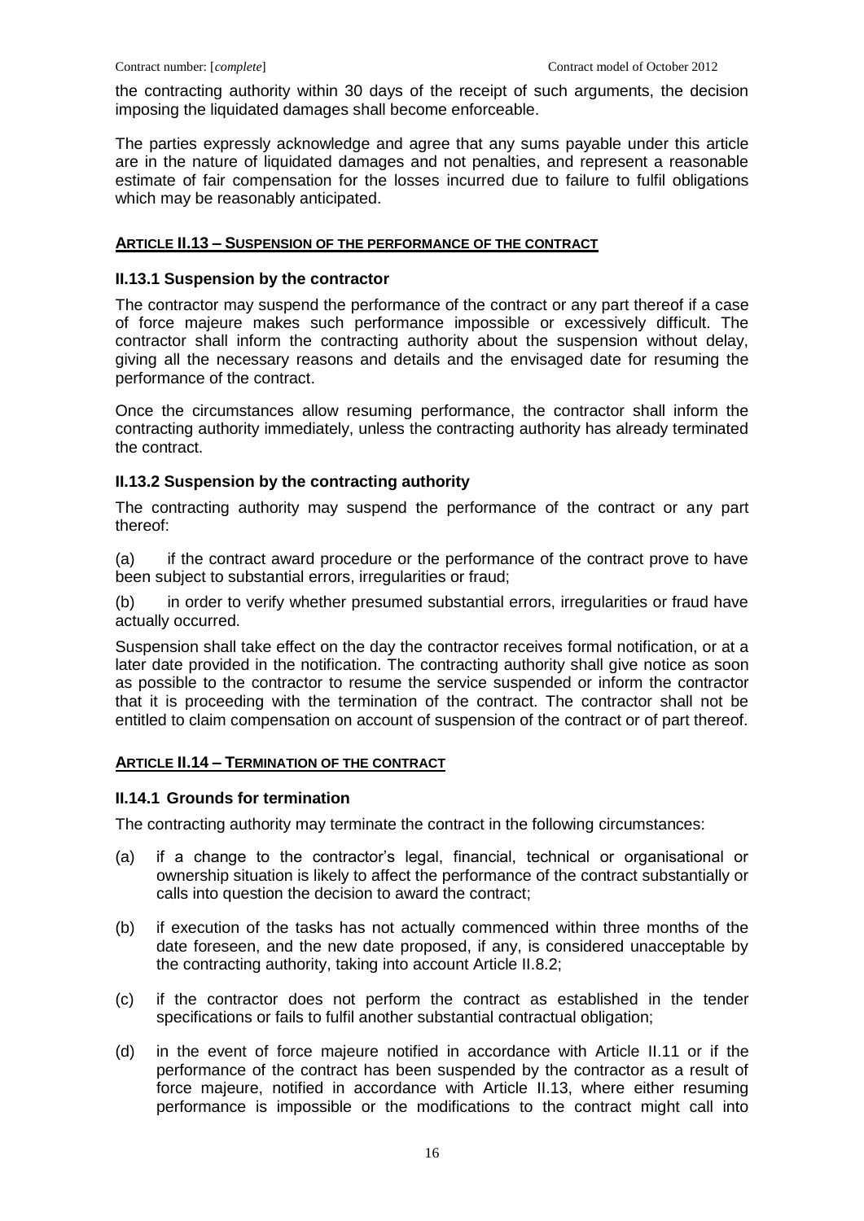the contracting authority within 30 days of the receipt of such arguments, the decision imposing the liquidated damages shall become enforceable.

The parties expressly acknowledge and agree that any sums payable under this article are in the nature of liquidated damages and not penalties, and represent a reasonable estimate of fair compensation for the losses incurred due to failure to fulfil obligations which may be reasonably anticipated.

## ARTICLE II.13 – SUSPENSION OF THE PERFORMANCE OF THE CONTRACT

### II.13.1 Suspension by the contractor

The contractor may suspend the performance of the contract or any part thereof if a case of force majeure makes such performance impossible or excessively difficult. The contractor shall inform the contracting authority about the suspension without delay, giving all the necessary reasons and details and the envisaged date for resuming the performance of the contract.

Once the circumstances allow resuming performance, the contractor shall inform the contracting authority immediately, unless the contracting authority has already terminated the contract.

### II.13.2 Suspension by the contracting authority

The contracting authority may suspend the performance of the contract or any part thereof:

(a) if the contract award procedure or the performance of the contract prove to have been subject to substantial errors, irregularities or fraud;

(b) in order to verify whether presumed substantial errors, irregularities or fraud have actually occurred.

Suspension shall take effect on the day the contractor receives formal notification, or at a later date provided in the notification. The contracting authority shall give notice as soon as possible to the contractor to resume the service suspended or inform the contractor that it is proceeding with the termination of the contract. The contractor shall not be entitled to claim compensation on account of suspension of the contract or of part thereof.

## ARTICLE II.14 – TERMINATION OF THE CONTRACT

### II.14.1 Grounds for termination

The contracting authority may terminate the contract in the following circumstances:

(a) if a change to the contractor's legal, financial, technical or organisational or ownership situation is likely to affect the performance of the contract substantially or calls into question the decision to award the contract;

(b) if execution of the tasks has not actually commenced within three months of the date foreseen, and the new date proposed, if any, is considered unacceptable by the contracting authority, taking into account Article II.8.2;

(c) if the contractor does not perform the contract as established in the tender specifications or fails to fulfil another substantial contractual obligation;

(d) in the event of force majeure notified in accordance with Article II.11 or if the performance of the contract has been suspended by the contractor as a result of force majeure, notified in accordance with Article II.13, where either resuming performance is impossible or the modifications to the contract might call into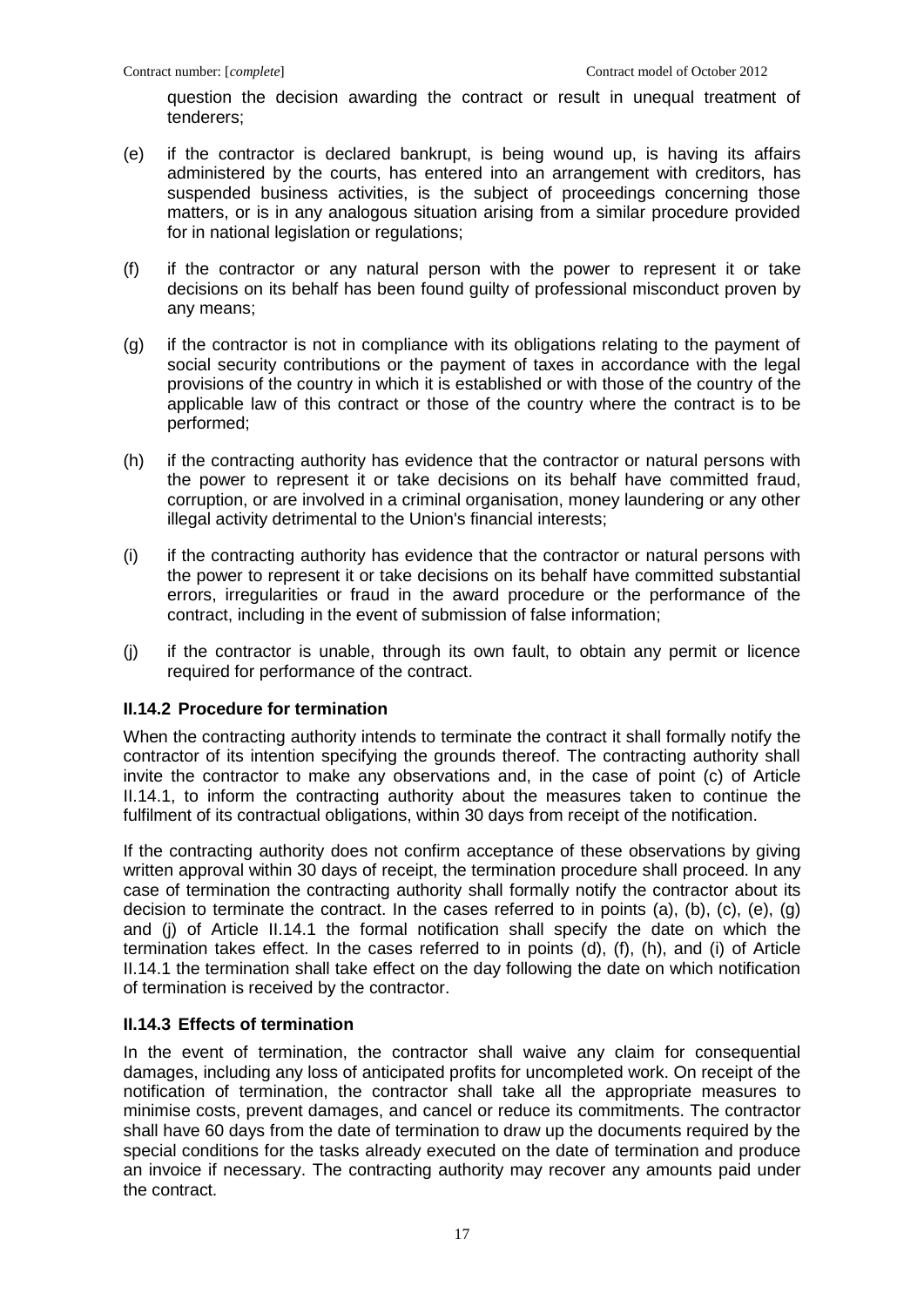question the decision awarding the contract or result in unequal treatment of tenderers;

(e) if the contractor is declared bankrupt, is being wound up, is having its affairs administered by the courts, has entered into an arrangement with creditors, has suspended business activities, is the subject of proceedings concerning those matters, or is in any analogous situation arising from a similar procedure provided for in national legislation or regulations;

(f) if the contractor or any natural person with the power to represent it or take decisions on its behalf has been found guilty of professional misconduct proven by any means;

(g) if the contractor is not in compliance with its obligations relating to the payment of social security contributions or the payment of taxes in accordance with the legal provisions of the country in which it is established or with those of the country of the applicable law of this contract or those of the country where the contract is to be performed;

(h) if the contracting authority has evidence that the contractor or natural persons with the power to represent it or take decisions on its behalf have committed fraud, corruption, or are involved in a criminal organisation, money laundering or any other illegal activity detrimental to the Union's financial interests;

(i) if the contracting authority has evidence that the contractor or natural persons with the power to represent it or take decisions on its behalf have committed substantial errors, irregularities or fraud in the award procedure or the performance of the contract, including in the event of submission of false information;

(j) if the contractor is unable, through its own fault, to obtain any permit or licence required for performance of the contract.

### II.14.2 Procedure for termination

When the contracting authority intends to terminate the contract it shall formally notify the contractor of its intention specifying the grounds thereof. The contracting authority shall invite the contractor to make any observations and, in the case of point (c) of Article II.14.1, to inform the contracting authority about the measures taken to continue the fulfilment of its contractual obligations, within 30 days from receipt of the notification.

If the contracting authority does not confirm acceptance of these observations by giving written approval within 30 days of receipt, the termination procedure shall proceed. In any case of termination the contracting authority shall formally notify the contractor about its decision to terminate the contract. In the cases referred to in points (a), (b), (c), (e), (g) and (j) of Article II.14.1 the formal notification shall specify the date on which the termination takes effect. In the cases referred to in points (d), (f), (h), and (i) of Article II.14.1 the termination shall take effect on the day following the date on which notification of termination is received by the contractor.

### II.14.3 Effects of termination

In the event of termination, the contractor shall waive any claim for consequential damages, including any loss of anticipated profits for uncompleted work. On receipt of the notification of termination, the contractor shall take all the appropriate measures to minimise costs, prevent damages, and cancel or reduce its commitments. The contractor shall have 60 days from the date of termination to draw up the documents required by the special conditions for the tasks already executed on the date of termination and produce an invoice if necessary. The contracting authority may recover any amounts paid under the contract.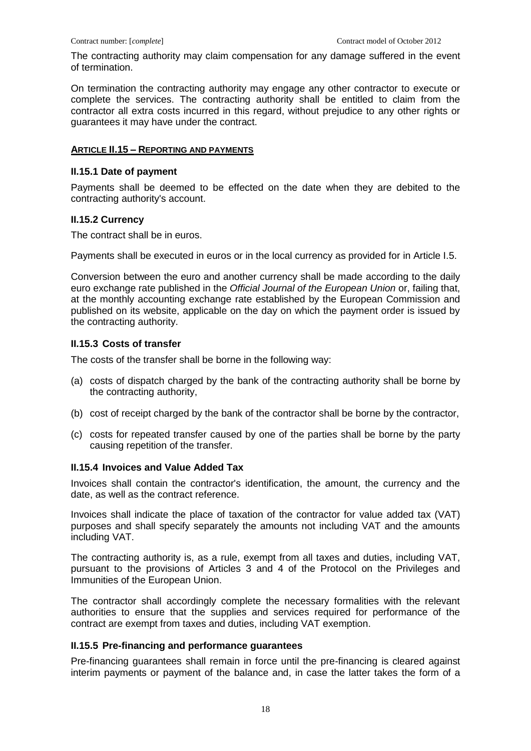The contracting authority may claim compensation for any damage suffered in the event of termination.

On termination the contracting authority may engage any other contractor to execute or complete the services. The contracting authority shall be entitled to claim from the contractor all extra costs incurred in this regard, without prejudice to any other rights or guarantees it may have under the contract.

## ARTICLE II.15 – REPORTING AND PAYMENTS

### II.15.1 Date of payment

Payments shall be deemed to be effected on the date when they are debited to the contracting authority's account.

### II.15.2 Currency

The contract shall be in euros.

Payments shall be executed in euros or in the local currency as provided for in Article I.5.

Conversion between the euro and another currency shall be made according to the daily euro exchange rate published in the *Official Journal of the European Union* or, failing that, at the monthly accounting exchange rate established by the European Commission and published on its website, applicable on the day on which the payment order is issued by the contracting authority.

### II.15.3 Costs of transfer

The costs of the transfer shall be borne in the following way:

(a) costs of dispatch charged by the bank of the contracting authority shall be borne by the contracting authority,

(b) cost of receipt charged by the bank of the contractor shall be borne by the contractor,

(c) costs for repeated transfer caused by one of the parties shall be borne by the party causing repetition of the transfer.

### II.15.4 Invoices and Value Added Tax

Invoices shall contain the contractor's identification, the amount, the currency and the date, as well as the contract reference.

Invoices shall indicate the place of taxation of the contractor for value added tax (VAT) purposes and shall specify separately the amounts not including VAT and the amounts including VAT.

The contracting authority is, as a rule, exempt from all taxes and duties, including VAT, pursuant to the provisions of Articles 3 and 4 of the Protocol on the Privileges and Immunities of the European Union.

The contractor shall accordingly complete the necessary formalities with the relevant authorities to ensure that the supplies and services required for performance of the contract are exempt from taxes and duties, including VAT exemption.

### II.15.5 Pre-financing and performance guarantees

Pre-financing guarantees shall remain in force until the pre-financing is cleared against interim payments or payment of the balance and, in case the latter takes the form of a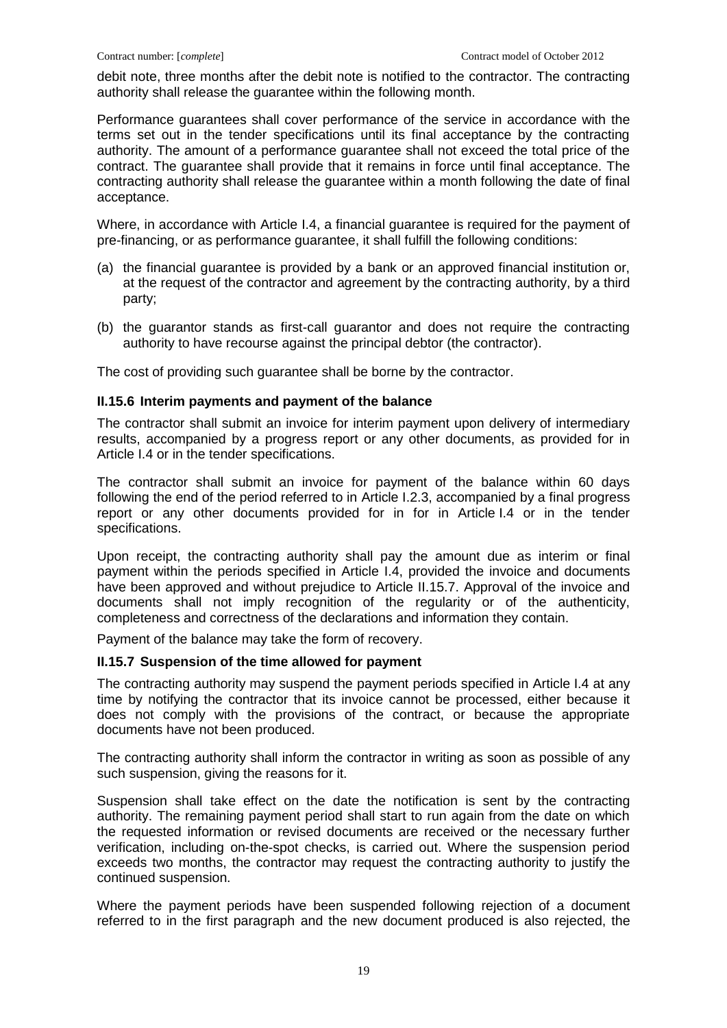debit note, three months after the debit note is notified to the contractor. The contracting authority shall release the guarantee within the following month.

Performance guarantees shall cover performance of the service in accordance with the terms set out in the tender specifications until its final acceptance by the contracting authority. The amount of a performance guarantee shall not exceed the total price of the contract. The guarantee shall provide that it remains in force until final acceptance. The contracting authority shall release the guarantee within a month following the date of final acceptance.

Where, in accordance with Article I.4, a financial guarantee is required for the payment of pre-financing, or as performance guarantee, it shall fulfill the following conditions:

(a) the financial guarantee is provided by a bank or an approved financial institution or, at the request of the contractor and agreement by the contracting authority, by a third party;

(b) the guarantor stands as first-call guarantor and does not require the contracting authority to have recourse against the principal debtor (the contractor).

The cost of providing such guarantee shall be borne by the contractor.

### II.15.6 Interim payments and payment of the balance

The contractor shall submit an invoice for interim payment upon delivery of intermediary results, accompanied by a progress report or any other documents, as provided for in Article I.4 or in the tender specifications.

The contractor shall submit an invoice for payment of the balance within 60 days following the end of the period referred to in Article I.2.3, accompanied by a final progress report or any other documents provided for in for in Article I.4 or in the tender specifications.

Upon receipt, the contracting authority shall pay the amount due as interim or final payment within the periods specified in Article I.4, provided the invoice and documents have been approved and without prejudice to Article II.15.7. Approval of the invoice and documents shall not imply recognition of the regularity or of the authenticity, completeness and correctness of the declarations and information they contain.

Payment of the balance may take the form of recovery.

### II.15.7 Suspension of the time allowed for payment

The contracting authority may suspend the payment periods specified in Article I.4 at any time by notifying the contractor that its invoice cannot be processed, either because it does not comply with the provisions of the contract, or because the appropriate documents have not been produced.

The contracting authority shall inform the contractor in writing as soon as possible of any such suspension, giving the reasons for it.

Suspension shall take effect on the date the notification is sent by the contracting authority. The remaining payment period shall start to run again from the date on which the requested information or revised documents are received or the necessary further verification, including on-the-spot checks, is carried out. Where the suspension period exceeds two months, the contractor may request the contracting authority to justify the continued suspension.

Where the payment periods have been suspended following rejection of a document referred to in the first paragraph and the new document produced is also rejected, the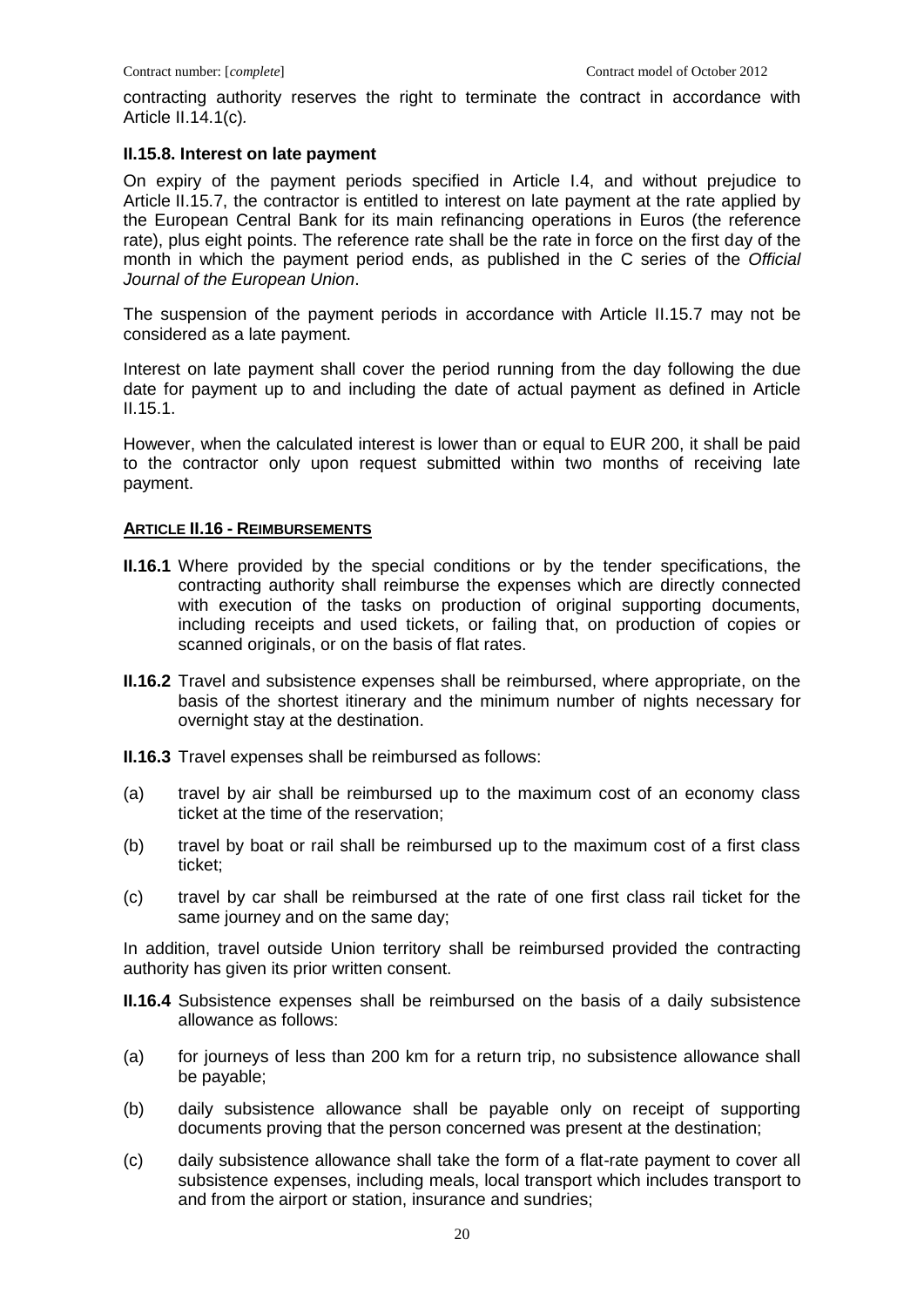contracting authority reserves the right to terminate the contract in accordance with Article II.14.1(c).

### II.15.8. Interest on late payment

On expiry of the payment periods specified in Article I.4, and without prejudice to Article II.15.7, the contractor is entitled to interest on late payment at the rate applied by the European Central Bank for its main refinancing operations in Euros (the reference rate), plus eight points. The reference rate shall be the rate in force on the first day of the month in which the payment period ends, as published in the C series of the *Official Journal of the European Union*.

The suspension of the payment periods in accordance with Article II.15.7 may not be considered as a late payment.

Interest on late payment shall cover the period running from the day following the due date for payment up to and including the date of actual payment as defined in Article II.15.1.

However, when the calculated interest is lower than or equal to EUR 200, it shall be paid to the contractor only upon request submitted within two months of receiving late payment.

## ARTICLE II.16 - REIMBURSEMENTS

**II.16.1** Where provided by the special conditions or by the tender specifications, the contracting authority shall reimburse the expenses which are directly connected with execution of the tasks on production of original supporting documents, including receipts and used tickets, or failing that, on production of copies or scanned originals, or on the basis of flat rates.

**II.16.2** Travel and subsistence expenses shall be reimbursed, where appropriate, on the basis of the shortest itinerary and the minimum number of nights necessary for overnight stay at the destination.

**II.16.3** Travel expenses shall be reimbursed as follows:

(a) travel by air shall be reimbursed up to the maximum cost of an economy class ticket at the time of the reservation;

(b) travel by boat or rail shall be reimbursed up to the maximum cost of a first class ticket;

(c) travel by car shall be reimbursed at the rate of one first class rail ticket for the same journey and on the same day;

In addition, travel outside Union territory shall be reimbursed provided the contracting authority has given its prior written consent.

**II.16.4** Subsistence expenses shall be reimbursed on the basis of a daily subsistence allowance as follows:

(a) for journeys of less than 200 km for a return trip, no subsistence allowance shall be payable;

(b) daily subsistence allowance shall be payable only on receipt of supporting documents proving that the person concerned was present at the destination;

(c) daily subsistence allowance shall take the form of a flat-rate payment to cover all subsistence expenses, including meals, local transport which includes transport to and from the airport or station, insurance and sundries;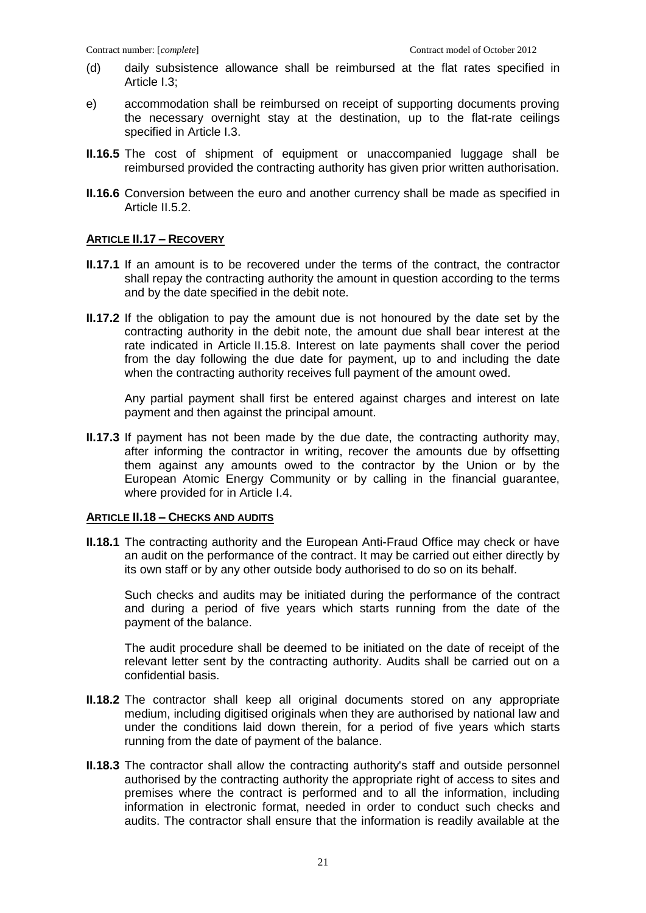(d) daily subsistence allowance shall be reimbursed at the flat rates specified in Article I.3;

e) accommodation shall be reimbursed on receipt of supporting documents proving the necessary overnight stay at the destination, up to the flat-rate ceilings specified in Article I.3.

**II.16.5** The cost of shipment of equipment or unaccompanied luggage shall be reimbursed provided the contracting authority has given prior written authorisation.

**II.16.6** Conversion between the euro and another currency shall be made as specified in Article II.5.2.

## ARTICLE II.17 – RECOVERY

**II.17.1** If an amount is to be recovered under the terms of the contract, the contractor shall repay the contracting authority the amount in question according to the terms and by the date specified in the debit note.

**II.17.2** If the obligation to pay the amount due is not honoured by the date set by the contracting authority in the debit note, the amount due shall bear interest at the rate indicated in Article II.15.8. Interest on late payments shall cover the period from the day following the due date for payment, up to and including the date when the contracting authority receives full payment of the amount owed.

Any partial payment shall first be entered against charges and interest on late payment and then against the principal amount.

**II.17.3** If payment has not been made by the due date, the contracting authority may, after informing the contractor in writing, recover the amounts due by offsetting them against any amounts owed to the contractor by the Union or by the European Atomic Energy Community or by calling in the financial guarantee, where provided for in Article I.4.

## ARTICLE II.18 – CHECKS AND AUDITS

**II.18.1** The contracting authority and the European Anti-Fraud Office may check or have an audit on the performance of the contract. It may be carried out either directly by its own staff or by any other outside body authorised to do so on its behalf.

Such checks and audits may be initiated during the performance of the contract and during a period of five years which starts running from the date of the payment of the balance.

The audit procedure shall be deemed to be initiated on the date of receipt of the relevant letter sent by the contracting authority. Audits shall be carried out on a confidential basis.

**II.18.2** The contractor shall keep all original documents stored on any appropriate medium, including digitised originals when they are authorised by national law and under the conditions laid down therein, for a period of five years which starts running from the date of payment of the balance.

**II.18.3** The contractor shall allow the contracting authority's staff and outside personnel authorised by the contracting authority the appropriate right of access to sites and premises where the contract is performed and to all the information, including information in electronic format, needed in order to conduct such checks and audits. The contractor shall ensure that the information is readily available at the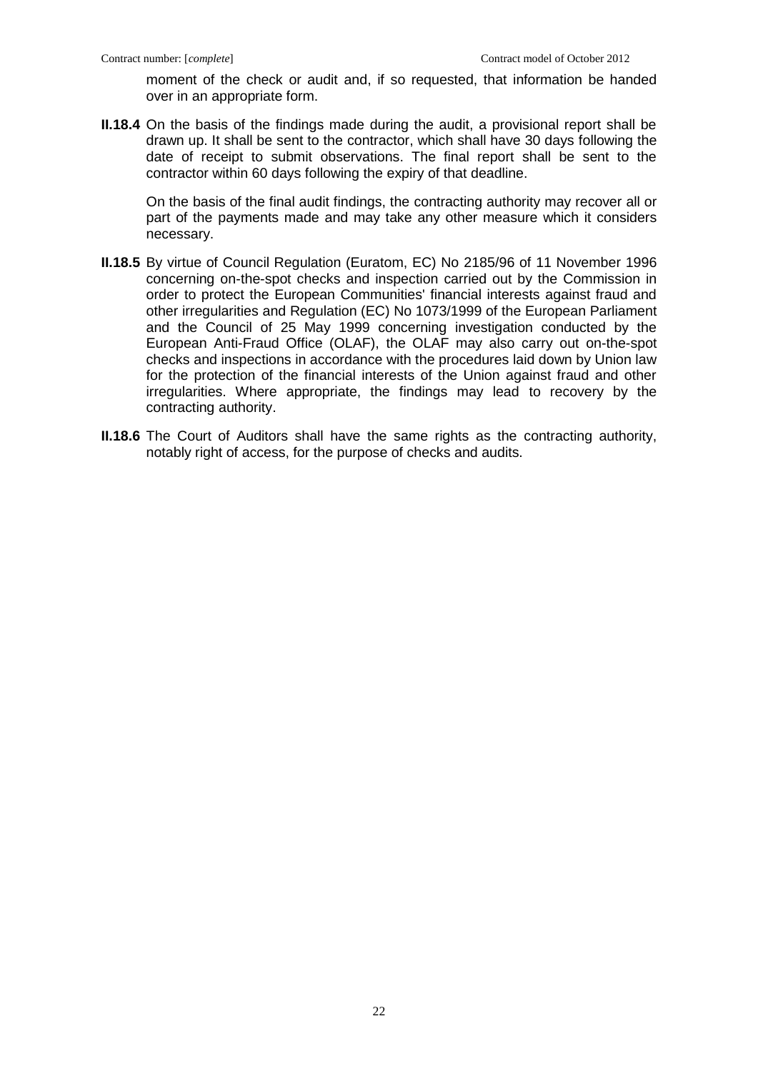moment of the check or audit and, if so requested, that information be handed over in an appropriate form.

**II.18.4** On the basis of the findings made during the audit, a provisional report shall be drawn up. It shall be sent to the contractor, which shall have 30 days following the date of receipt to submit observations. The final report shall be sent to the contractor within 60 days following the expiry of that deadline.

On the basis of the final audit findings, the contracting authority may recover all or part of the payments made and may take any other measure which it considers necessary.

**II.18.5** By virtue of Council Regulation (Euratom, EC) No 2185/96 of 11 November 1996 concerning on-the-spot checks and inspection carried out by the Commission in order to protect the European Communities' financial interests against fraud and other irregularities and Regulation (EC) No 1073/1999 of the European Parliament and the Council of 25 May 1999 concerning investigation conducted by the European Anti-Fraud Office (OLAF), the OLAF may also carry out on-the-spot checks and inspections in accordance with the procedures laid down by Union law for the protection of the financial interests of the Union against fraud and other irregularities. Where appropriate, the findings may lead to recovery by the contracting authority.

**II.18.6** The Court of Auditors shall have the same rights as the contracting authority, notably right of access, for the purpose of checks and audits.